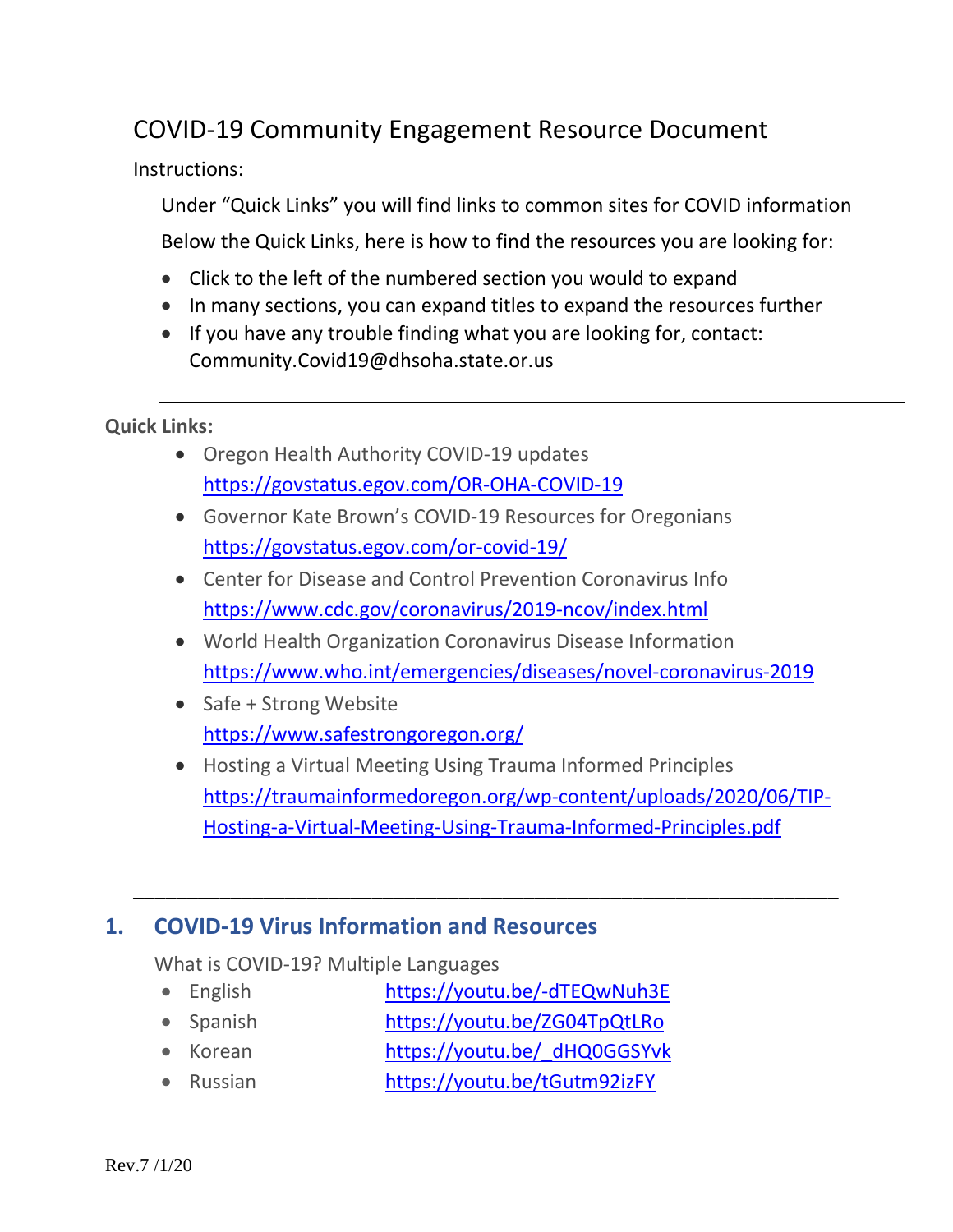# COVID-19 Community Engagement Resource Document

Instructions:

Under "Quick Links" you will find links to common sites for COVID information

Below the Quick Links, here is how to find the resources you are looking for:

- Click to the left of the numbered section you would to expand
- In many sections, you can expand titles to expand the resources further
- If you have any trouble finding what you are looking for, contact: Community.Covid19@dhsoha.state.or.us

---

**Quick Links:**

- Oregon Health Authority COVID-19 updates
  https://govstatus.egov.com/OR-OHA-COVID-19
- Governor Kate Brown's COVID-19 Resources for Oregonians
  https://govstatus.egov.com/or-covid-19/
- Center for Disease and Control Prevention Coronavirus Info
  https://www.cdc.gov/coronavirus/2019-ncov/index.html
- World Health Organization Coronavirus Disease Information
  https://www.who.int/emergencies/diseases/novel-coronavirus-2019
- Safe + Strong Website
  https://www.safestrongoregon.org/
- Hosting a Virtual Meeting Using Trauma Informed Principles
  https://traumainformedoregon.org/wp-content/uploads/2020/06/TIP-Hosting-a-Virtual-Meeting-Using-Trauma-Informed-Principles.pdf

---

## 1. COVID-19 Virus Information and Resources

What is COVID-19? Multiple Languages

- English https://youtu.be/-dTEQwNuh3E
- Spanish https://youtu.be/ZG04TpQtLRo
- Korean https://youtu.be/_dHQ0GGSYvk
- Russian https://youtu.be/tGutm92izFY

Rev.7 /1/20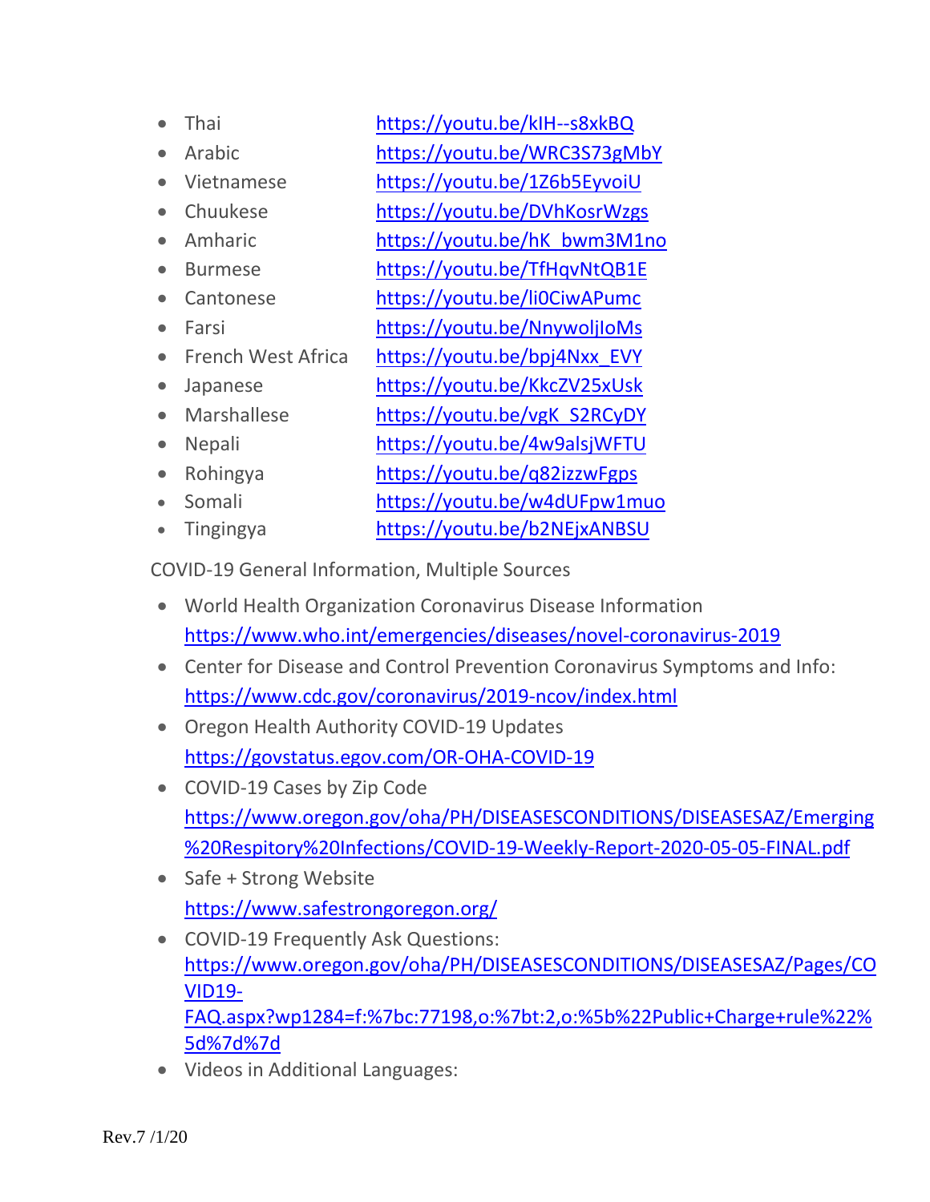- Thai https://youtu.be/kIH--s8xkBQ
- Arabic https://youtu.be/WRC3S73gMbY
- Vietnamese https://youtu.be/1Z6b5EyvoiU
- Chuukese https://youtu.be/DVhKosrWzgs
- Amharic https://youtu.be/hK_bwm3M1no
- Burmese https://youtu.be/TfHqvNtQB1E
- Cantonese https://youtu.be/li0CiwAPumc
- Farsi https://youtu.be/NnywoljIoMs
- French West Africa https://youtu.be/bpj4Nxx_EVY
- Japanese https://youtu.be/KkcZV25xUsk
- Marshallese https://youtu.be/vgK_S2RCyDY
- Nepali https://youtu.be/4w9alsjWFTU
- Rohingya https://youtu.be/q82izzwFgps
- Somali https://youtu.be/w4dUFpw1muo
- Tingingya https://youtu.be/b2NEjxANBSU

COVID-19 General Information, Multiple Sources

- World Health Organization Coronavirus Disease Information
  https://www.who.int/emergencies/diseases/novel-coronavirus-2019
- Center for Disease and Control Prevention Coronavirus Symptoms and Info:
  https://www.cdc.gov/coronavirus/2019-ncov/index.html
- Oregon Health Authority COVID-19 Updates
  https://govstatus.egov.com/OR-OHA-COVID-19
- COVID-19 Cases by Zip Code
  https://www.oregon.gov/oha/PH/DISEASESCONDITIONS/DISEASESAZ/Emerging%20Respitory%20Infections/COVID-19-Weekly-Report-2020-05-05-FINAL.pdf
- Safe + Strong Website
  https://www.safestrongoregon.org/
- COVID-19 Frequently Ask Questions:
  https://www.oregon.gov/oha/PH/DISEASESCONDITIONS/DISEASESAZ/Pages/COVID19-FAQ.aspx?wp1284=f:%7bc:77198,o:%7bt:2,o:%5b%22Public+Charge+rule%22%5d%7d%7d
- Videos in Additional Languages:

Rev.7 /1/20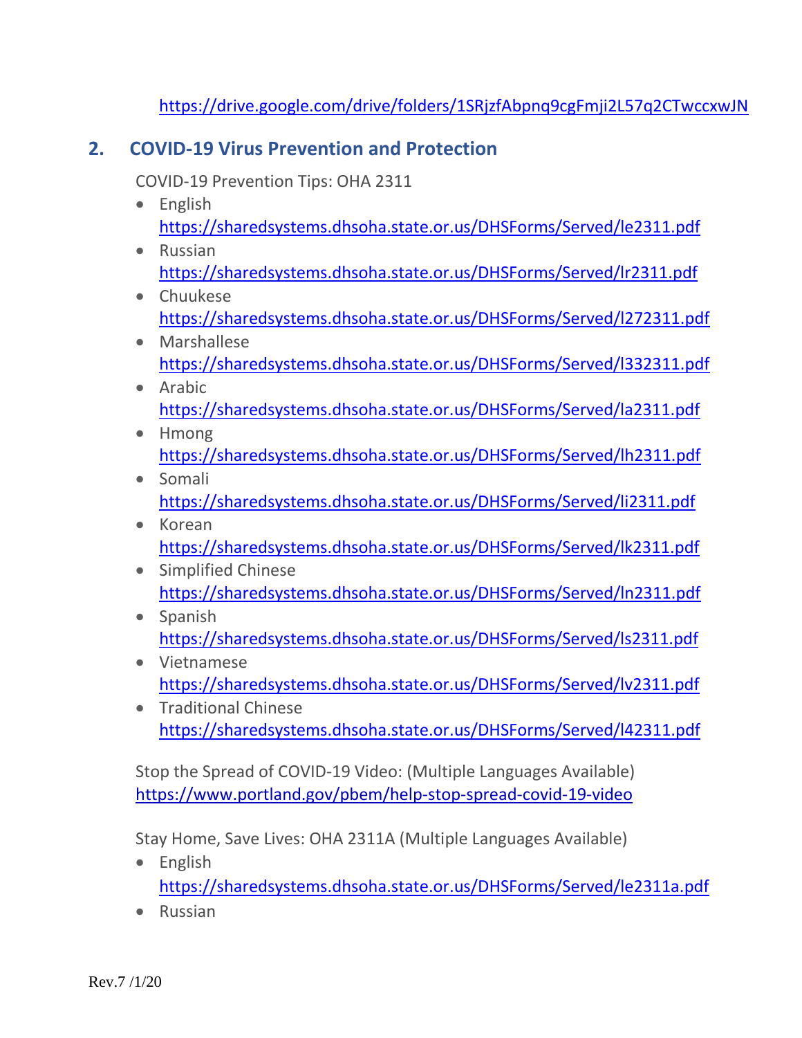https://drive.google.com/drive/folders/1SRjzfAbpnq9cgFmji2L57q2CTwccxwJN

## 2. COVID-19 Virus Prevention and Protection

COVID-19 Prevention Tips: OHA 2311

- English
  https://sharedsystems.dhsoha.state.or.us/DHSForms/Served/le2311.pdf
- Russian
  https://sharedsystems.dhsoha.state.or.us/DHSForms/Served/lr2311.pdf
- Chuukese
  https://sharedsystems.dhsoha.state.or.us/DHSForms/Served/l272311.pdf
- Marshallese
  https://sharedsystems.dhsoha.state.or.us/DHSForms/Served/l332311.pdf
- Arabic
  https://sharedsystems.dhsoha.state.or.us/DHSForms/Served/la2311.pdf
- Hmong
  https://sharedsystems.dhsoha.state.or.us/DHSForms/Served/lh2311.pdf
- Somali
  https://sharedsystems.dhsoha.state.or.us/DHSForms/Served/li2311.pdf
- Korean
  https://sharedsystems.dhsoha.state.or.us/DHSForms/Served/lk2311.pdf
- Simplified Chinese
  https://sharedsystems.dhsoha.state.or.us/DHSForms/Served/ln2311.pdf
- Spanish
  https://sharedsystems.dhsoha.state.or.us/DHSForms/Served/ls2311.pdf
- Vietnamese
  https://sharedsystems.dhsoha.state.or.us/DHSForms/Served/lv2311.pdf
- Traditional Chinese
  https://sharedsystems.dhsoha.state.or.us/DHSForms/Served/l42311.pdf

Stop the Spread of COVID-19 Video: (Multiple Languages Available)
https://www.portland.gov/pbem/help-stop-spread-covid-19-video

Stay Home, Save Lives: OHA 2311A (Multiple Languages Available)

- English
  https://sharedsystems.dhsoha.state.or.us/DHSForms/Served/le2311a.pdf
- Russian

Rev.7 /1/20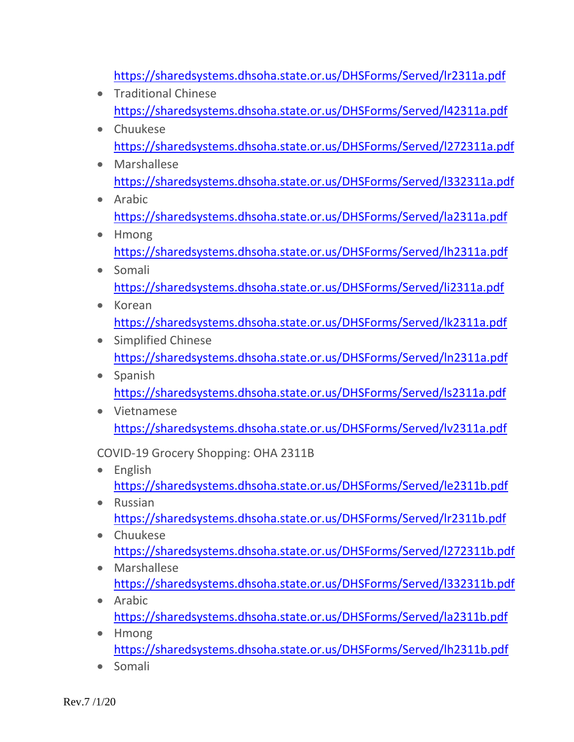https://sharedsystems.dhsoha.state.or.us/DHSForms/Served/lr2311a.pdf

- Traditional Chinese
  https://sharedsystems.dhsoha.state.or.us/DHSForms/Served/l42311a.pdf
- Chuukese
  https://sharedsystems.dhsoha.state.or.us/DHSForms/Served/l272311a.pdf
- Marshallese
  https://sharedsystems.dhsoha.state.or.us/DHSForms/Served/l332311a.pdf
- Arabic
  https://sharedsystems.dhsoha.state.or.us/DHSForms/Served/la2311a.pdf
- Hmong
  https://sharedsystems.dhsoha.state.or.us/DHSForms/Served/lh2311a.pdf
- Somali
  https://sharedsystems.dhsoha.state.or.us/DHSForms/Served/li2311a.pdf
- Korean
  https://sharedsystems.dhsoha.state.or.us/DHSForms/Served/lk2311a.pdf
- Simplified Chinese
  https://sharedsystems.dhsoha.state.or.us/DHSForms/Served/ln2311a.pdf
- Spanish
  https://sharedsystems.dhsoha.state.or.us/DHSForms/Served/ls2311a.pdf
- Vietnamese
  https://sharedsystems.dhsoha.state.or.us/DHSForms/Served/lv2311a.pdf

COVID-19 Grocery Shopping: OHA 2311B

- English
  https://sharedsystems.dhsoha.state.or.us/DHSForms/Served/le2311b.pdf
- Russian
  https://sharedsystems.dhsoha.state.or.us/DHSForms/Served/lr2311b.pdf
- Chuukese
  https://sharedsystems.dhsoha.state.or.us/DHSForms/Served/l272311b.pdf
- Marshallese
  https://sharedsystems.dhsoha.state.or.us/DHSForms/Served/l332311b.pdf
- Arabic
  https://sharedsystems.dhsoha.state.or.us/DHSForms/Served/la2311b.pdf
- Hmong
  https://sharedsystems.dhsoha.state.or.us/DHSForms/Served/lh2311b.pdf
- Somali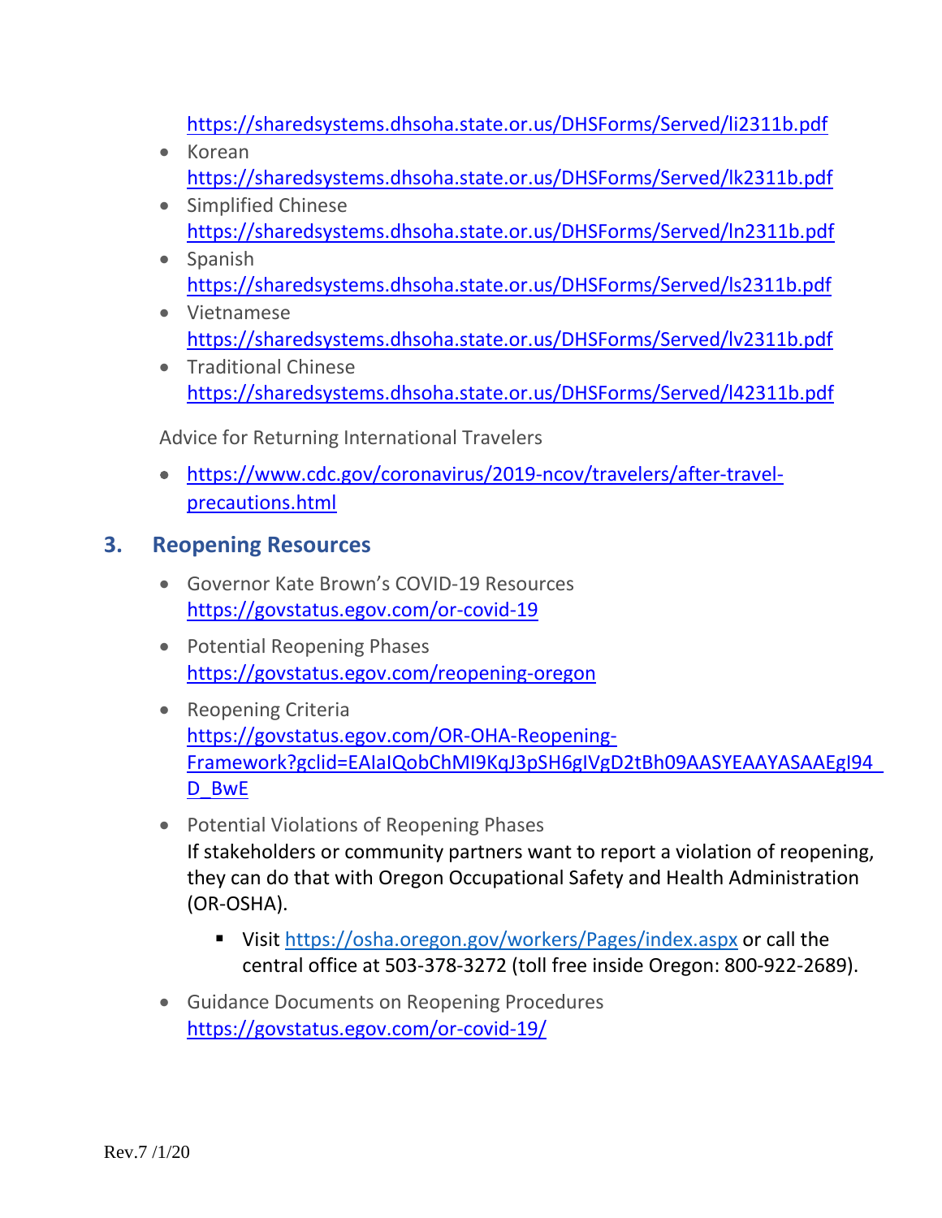https://sharedsystems.dhsoha.state.or.us/DHSForms/Served/li2311b.pdf

- Korean
  https://sharedsystems.dhsoha.state.or.us/DHSForms/Served/lk2311b.pdf
- Simplified Chinese
  https://sharedsystems.dhsoha.state.or.us/DHSForms/Served/ln2311b.pdf
- Spanish
  https://sharedsystems.dhsoha.state.or.us/DHSForms/Served/ls2311b.pdf
- Vietnamese
  https://sharedsystems.dhsoha.state.or.us/DHSForms/Served/lv2311b.pdf
- Traditional Chinese
  https://sharedsystems.dhsoha.state.or.us/DHSForms/Served/l42311b.pdf

Advice for Returning International Travelers

- https://www.cdc.gov/coronavirus/2019-ncov/travelers/after-travel-precautions.html

## 3. Reopening Resources

- Governor Kate Brown's COVID-19 Resources
  https://govstatus.egov.com/or-covid-19
- Potential Reopening Phases
  https://govstatus.egov.com/reopening-oregon
- Reopening Criteria
  https://govstatus.egov.com/OR-OHA-Reopening-Framework?gclid=EAIaIQobChMI9KqJ3pSH6gIVgD2tBh09AASYEAAYASAAEgI94_D_BwE
- Potential Violations of Reopening Phases
  If stakeholders or community partners want to report a violation of reopening, they can do that with Oregon Occupational Safety and Health Administration (OR-OSHA).
  - Visit https://osha.oregon.gov/workers/Pages/index.aspx or call the central office at 503-378-3272 (toll free inside Oregon: 800-922-2689).
- Guidance Documents on Reopening Procedures
  https://govstatus.egov.com/or-covid-19/

Rev.7 /1/20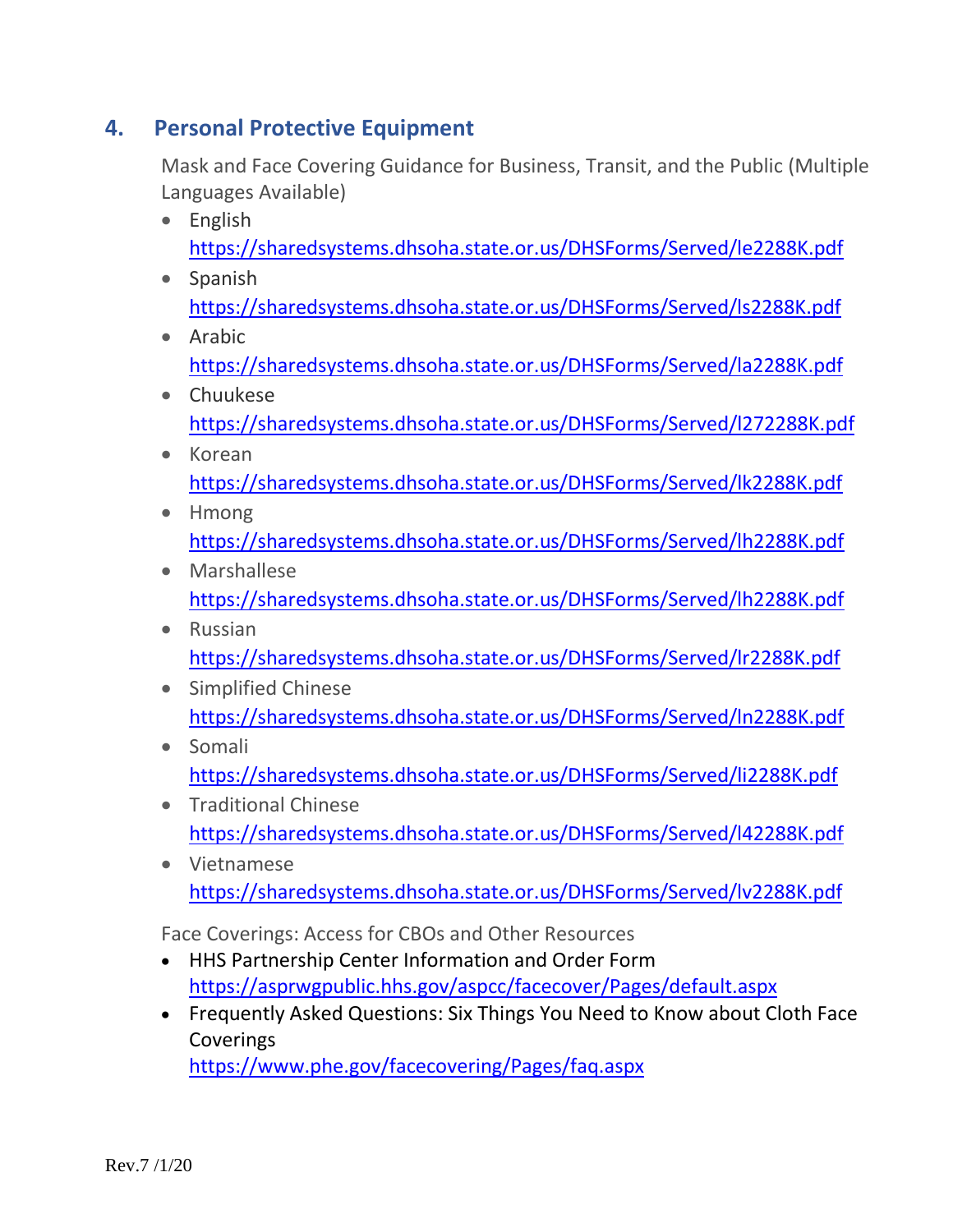## 4. Personal Protective Equipment

Mask and Face Covering Guidance for Business, Transit, and the Public (Multiple Languages Available)

- English
  https://sharedsystems.dhsoha.state.or.us/DHSForms/Served/le2288K.pdf
- Spanish
  https://sharedsystems.dhsoha.state.or.us/DHSForms/Served/ls2288K.pdf
- Arabic
  https://sharedsystems.dhsoha.state.or.us/DHSForms/Served/la2288K.pdf
- Chuukese
  https://sharedsystems.dhsoha.state.or.us/DHSForms/Served/l272288K.pdf
- Korean
  https://sharedsystems.dhsoha.state.or.us/DHSForms/Served/lk2288K.pdf
- Hmong
  https://sharedsystems.dhsoha.state.or.us/DHSForms/Served/lh2288K.pdf
- Marshallese
  https://sharedsystems.dhsoha.state.or.us/DHSForms/Served/lh2288K.pdf
- Russian
  https://sharedsystems.dhsoha.state.or.us/DHSForms/Served/lr2288K.pdf
- Simplified Chinese
  https://sharedsystems.dhsoha.state.or.us/DHSForms/Served/ln2288K.pdf
- Somali
  https://sharedsystems.dhsoha.state.or.us/DHSForms/Served/li2288K.pdf
- Traditional Chinese
  https://sharedsystems.dhsoha.state.or.us/DHSForms/Served/l42288K.pdf
- Vietnamese
  https://sharedsystems.dhsoha.state.or.us/DHSForms/Served/lv2288K.pdf

Face Coverings: Access for CBOs and Other Resources

- HHS Partnership Center Information and Order Form
  https://asprwgpublic.hhs.gov/aspcc/facecover/Pages/default.aspx
- Frequently Asked Questions: Six Things You Need to Know about Cloth Face Coverings
  https://www.phe.gov/facecovering/Pages/faq.aspx

Rev.7 /1/20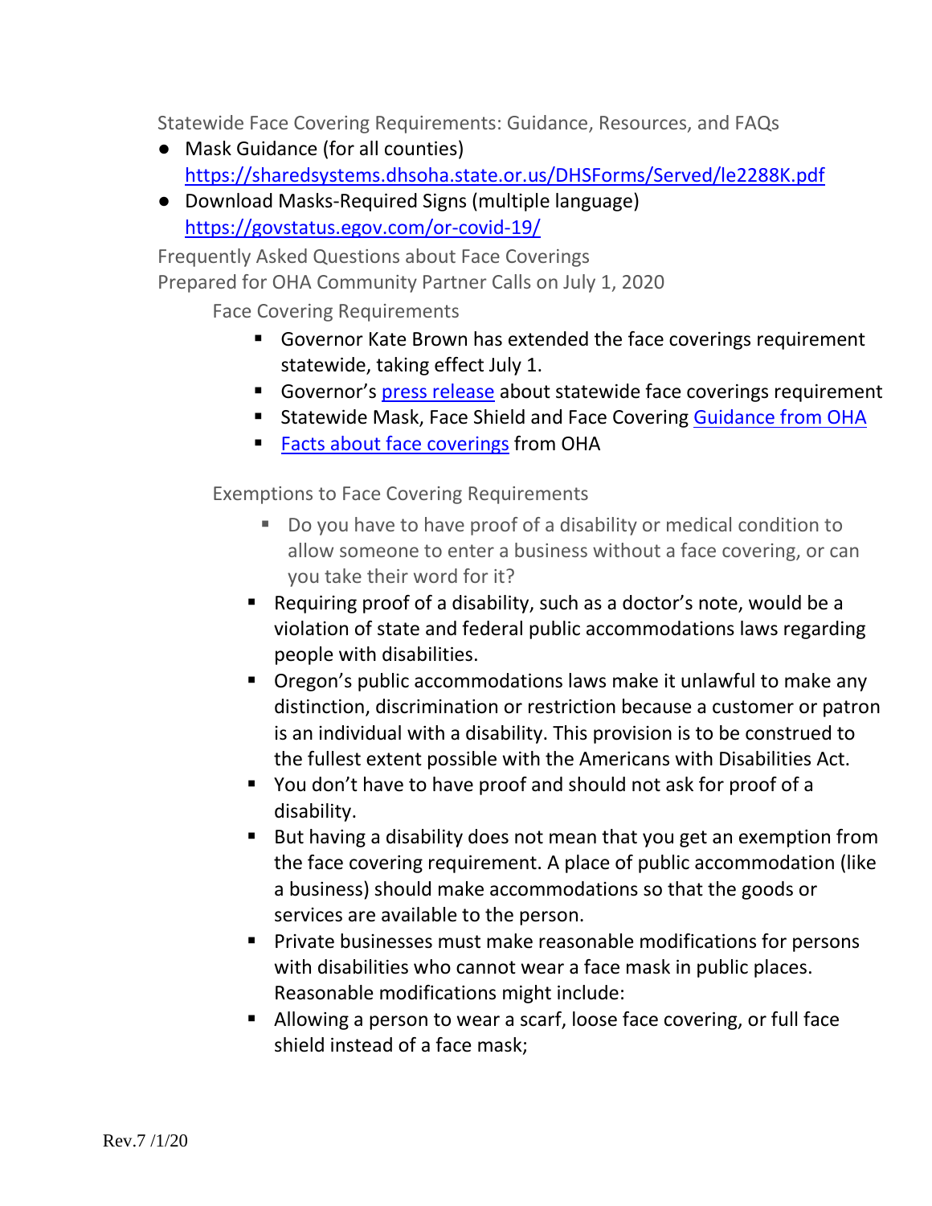## Statewide Face Covering Requirements: Guidance, Resources, and FAQs

- Mask Guidance (for all counties) https://sharedsystems.dhsoha.state.or.us/DHSForms/Served/le2288K.pdf
- Download Masks-Required Signs (multiple language) https://govstatus.egov.com/or-covid-19/

## Frequently Asked Questions about Face Coverings

Prepared for OHA Community Partner Calls on July 1, 2020

### Face Covering Requirements

- Governor Kate Brown has extended the face coverings requirement statewide, taking effect July 1.
- Governor's press release about statewide face coverings requirement
- Statewide Mask, Face Shield and Face Covering Guidance from OHA
- Facts about face coverings from OHA

### Exemptions to Face Covering Requirements

- Do you have to have proof of a disability or medical condition to allow someone to enter a business without a face covering, or can you take their word for it?
- Requiring proof of a disability, such as a doctor's note, would be a violation of state and federal public accommodations laws regarding people with disabilities.
- Oregon's public accommodations laws make it unlawful to make any distinction, discrimination or restriction because a customer or patron is an individual with a disability. This provision is to be construed to the fullest extent possible with the Americans with Disabilities Act.
- You don't have to have proof and should not ask for proof of a disability.
- But having a disability does not mean that you get an exemption from the face covering requirement. A place of public accommodation (like a business) should make accommodations so that the goods or services are available to the person.
- Private businesses must make reasonable modifications for persons with disabilities who cannot wear a face mask in public places. Reasonable modifications might include:
- Allowing a person to wear a scarf, loose face covering, or full face shield instead of a face mask;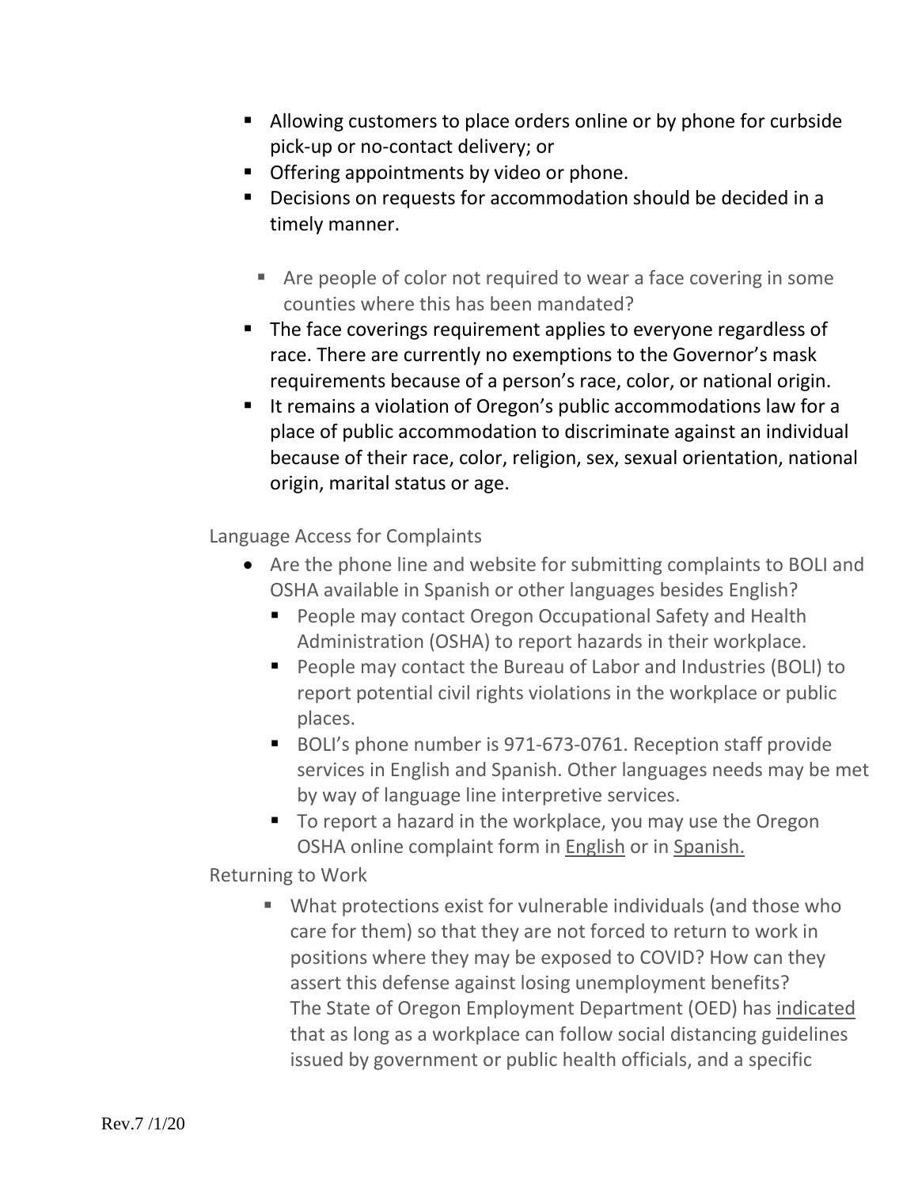- Allowing customers to place orders online or by phone for curbside pick-up or no-contact delivery; or
- Offering appointments by video or phone.
- Decisions on requests for accommodation should be decided in a timely manner.

  - Are people of color not required to wear a face covering in some counties where this has been mandated?
- The face coverings requirement applies to everyone regardless of race. There are currently no exemptions to the Governor's mask requirements because of a person's race, color, or national origin.
- It remains a violation of Oregon's public accommodations law for a place of public accommodation to discriminate against an individual because of their race, color, religion, sex, sexual orientation, national origin, marital status or age.

Language Access for Complaints

- Are the phone line and website for submitting complaints to BOLI and OSHA available in Spanish or other languages besides English?
  - People may contact Oregon Occupational Safety and Health Administration (OSHA) to report hazards in their workplace.
  - People may contact the Bureau of Labor and Industries (BOLI) to report potential civil rights violations in the workplace or public places.
  - BOLI's phone number is 971-673-0761. Reception staff provide services in English and Spanish. Other languages needs may be met by way of language line interpretive services.
  - To report a hazard in the workplace, you may use the Oregon OSHA online complaint form in English or in Spanish.

Returning to Work

- What protections exist for vulnerable individuals (and those who care for them) so that they are not forced to return to work in positions where they may be exposed to COVID? How can they assert this defense against losing unemployment benefits?
  The State of Oregon Employment Department (OED) has indicated that as long as a workplace can follow social distancing guidelines issued by government or public health officials, and a specific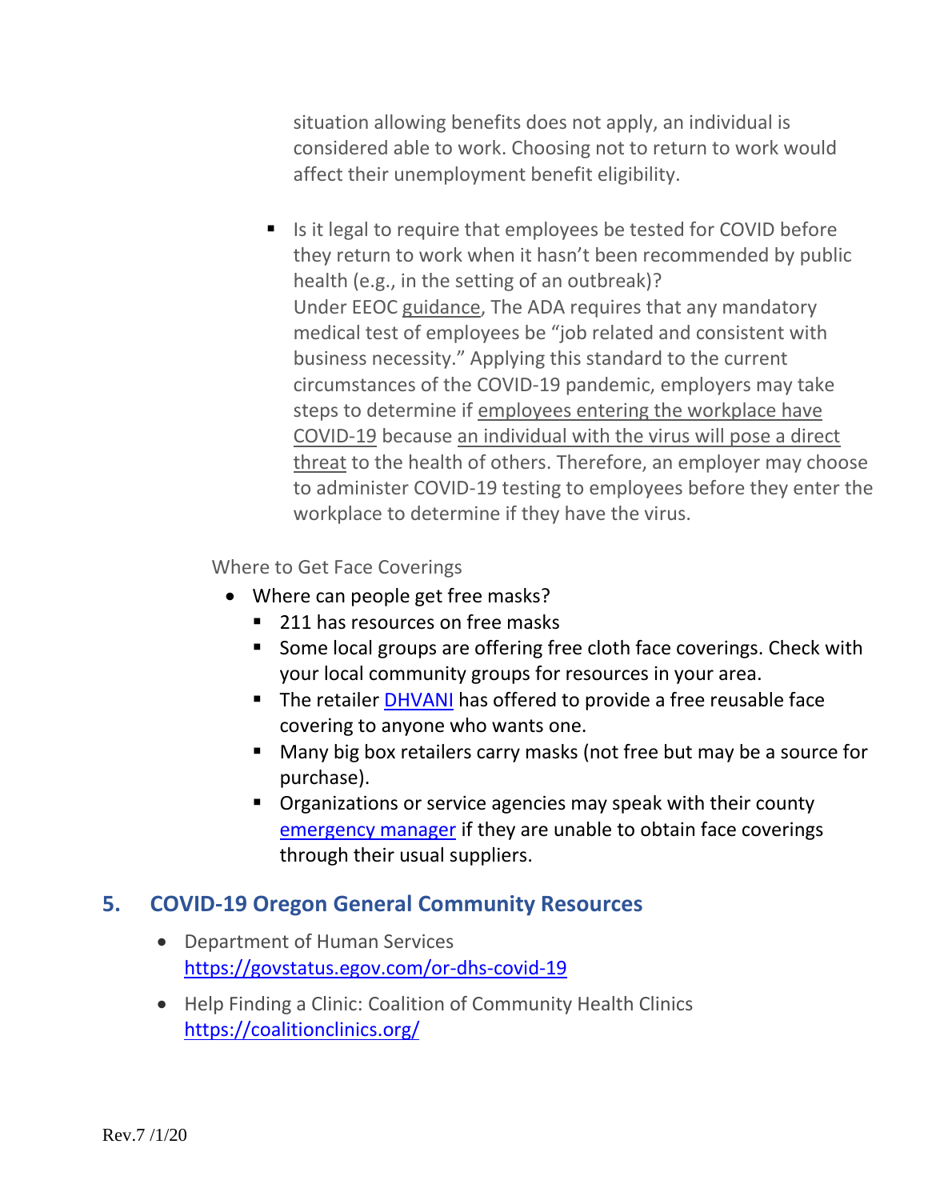situation allowing benefits does not apply, an individual is considered able to work. Choosing not to return to work would affect their unemployment benefit eligibility.

- Is it legal to require that employees be tested for COVID before they return to work when it hasn't been recommended by public health (e.g., in the setting of an outbreak)?
  Under EEOC guidance, The ADA requires that any mandatory medical test of employees be "job related and consistent with business necessity." Applying this standard to the current circumstances of the COVID-19 pandemic, employers may take steps to determine if employees entering the workplace have COVID-19 because an individual with the virus will pose a direct threat to the health of others. Therefore, an employer may choose to administer COVID-19 testing to employees before they enter the workplace to determine if they have the virus.

Where to Get Face Coverings

- Where can people get free masks?
  - 211 has resources on free masks
  - Some local groups are offering free cloth face coverings. Check with your local community groups for resources in your area.
  - The retailer DHVANI has offered to provide a free reusable face covering to anyone who wants one.
  - Many big box retailers carry masks (not free but may be a source for purchase).
  - Organizations or service agencies may speak with their county emergency manager if they are unable to obtain face coverings through their usual suppliers.

## 5. COVID-19 Oregon General Community Resources

- Department of Human Services
  https://govstatus.egov.com/or-dhs-covid-19
- Help Finding a Clinic: Coalition of Community Health Clinics
  https://coalitionclinics.org/

Rev.7 /1/20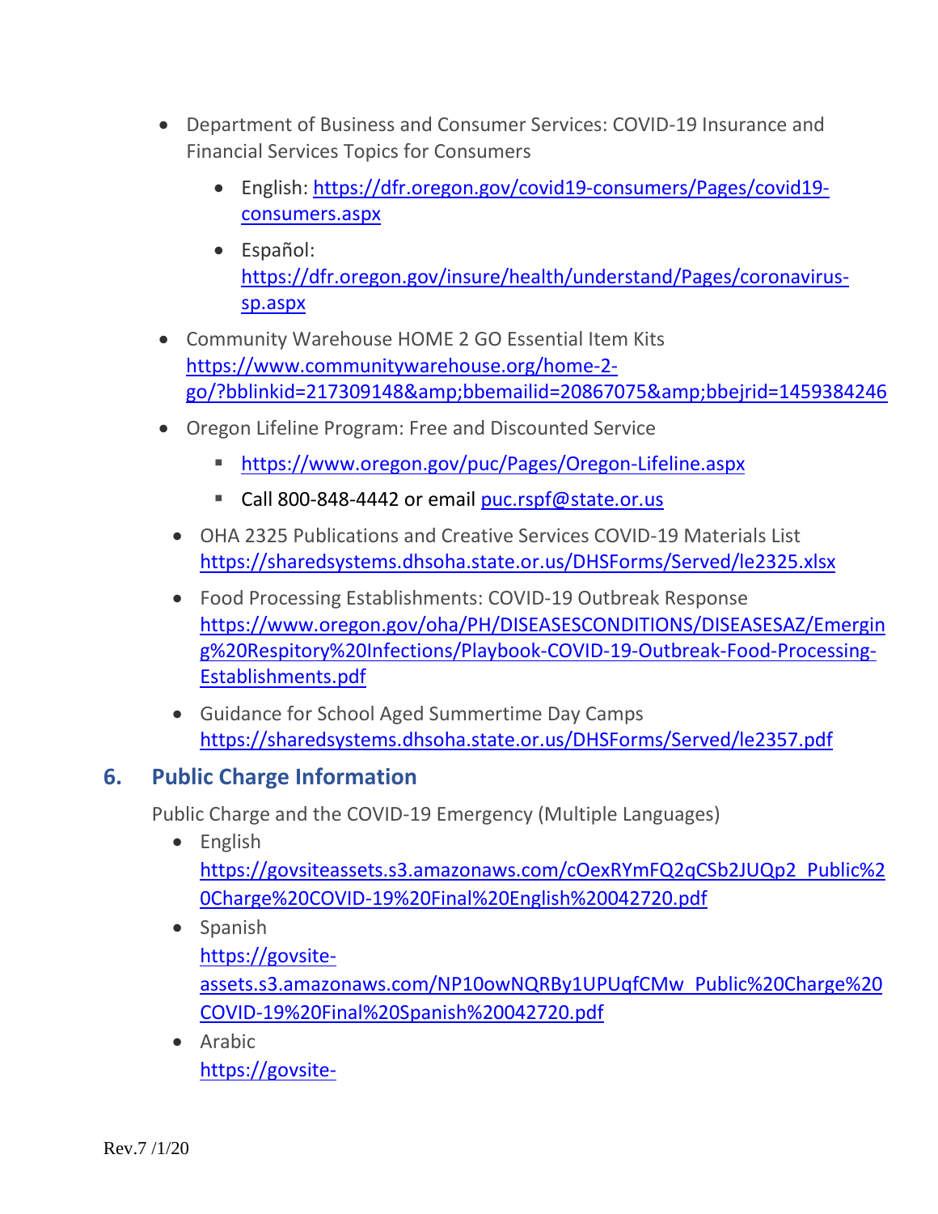- Department of Business and Consumer Services: COVID-19 Insurance and Financial Services Topics for Consumers
  - English: https://dfr.oregon.gov/covid19-consumers/Pages/covid19-consumers.aspx
  - Español: https://dfr.oregon.gov/insure/health/understand/Pages/coronavirus-sp.aspx
- Community Warehouse HOME 2 GO Essential Item Kits https://www.communitywarehouse.org/home-2-go/?bblinkid=217309148&amp;bbemailid=20867075&amp;bbejrid=1459384246
- Oregon Lifeline Program: Free and Discounted Service
  - https://www.oregon.gov/puc/Pages/Oregon-Lifeline.aspx
  - Call 800-848-4442 or email puc.rspf@state.or.us
- OHA 2325 Publications and Creative Services COVID-19 Materials List https://sharedsystems.dhsoha.state.or.us/DHSForms/Served/le2325.xlsx
- Food Processing Establishments: COVID-19 Outbreak Response https://www.oregon.gov/oha/PH/DISEASESCONDITIONS/DISEASESAZ/Emerging%20Respitory%20Infections/Playbook-COVID-19-Outbreak-Food-Processing-Establishments.pdf
- Guidance for School Aged Summertime Day Camps https://sharedsystems.dhsoha.state.or.us/DHSForms/Served/le2357.pdf

## 6. Public Charge Information

Public Charge and the COVID-19 Emergency (Multiple Languages)

- English https://govsiteassets.s3.amazonaws.com/cOexRYmFQ2qCSb2JUQp2_Public%20Charge%20COVID-19%20Final%20English%20042720.pdf
- Spanish https://govsite-assets.s3.amazonaws.com/NP10owNQRBy1UPUqfCMw_Public%20Charge%20COVID-19%20Final%20Spanish%20042720.pdf
- Arabic https://govsite-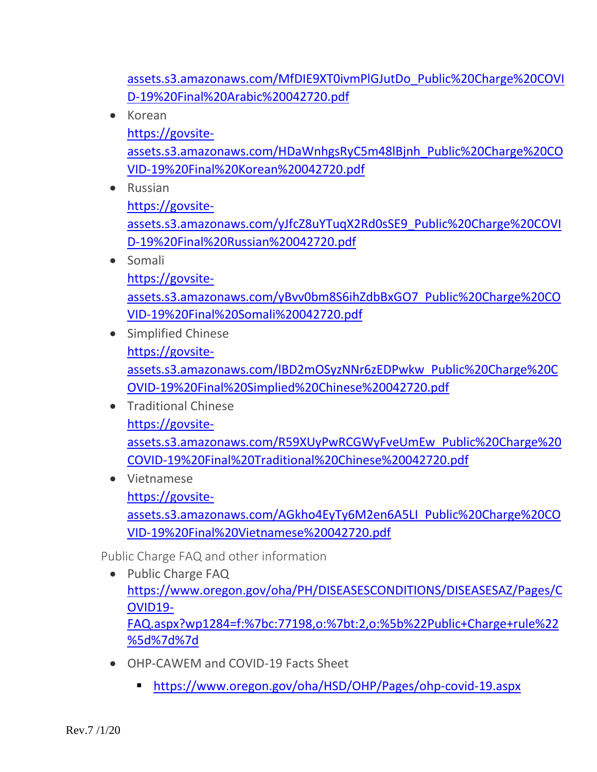assets.s3.amazonaws.com/MfDIE9XT0ivmPlGJutDo_Public%20Charge%20COVID-19%20Final%20Arabic%20042720.pdf

- Korean
  https://govsite-assets.s3.amazonaws.com/HDaWnhgsRyC5m48lBjnh_Public%20Charge%20COVID-19%20Final%20Korean%20042720.pdf
- Russian
  https://govsite-assets.s3.amazonaws.com/yJfcZ8uYTuqX2Rd0sSE9_Public%20Charge%20COVID-19%20Final%20Russian%20042720.pdf
- Somali
  https://govsite-assets.s3.amazonaws.com/yBvv0bm8S6ihZdbBxGO7_Public%20Charge%20COVID-19%20Final%20Somali%20042720.pdf
- Simplified Chinese
  https://govsite-assets.s3.amazonaws.com/lBD2mOSyzNNr6zEDPwkw_Public%20Charge%20COVID-19%20Final%20Simplied%20Chinese%20042720.pdf
- Traditional Chinese
  https://govsite-assets.s3.amazonaws.com/R59XUyPwRCGWyFveUmEw_Public%20Charge%20COVID-19%20Final%20Traditional%20Chinese%20042720.pdf
- Vietnamese
  https://govsite-assets.s3.amazonaws.com/AGkho4EyTy6M2en6A5LI_Public%20Charge%20COVID-19%20Final%20Vietnamese%20042720.pdf

Public Charge FAQ and other information

- Public Charge FAQ
  https://www.oregon.gov/oha/PH/DISEASESCONDITIONS/DISEASESAZ/Pages/COVID19-FAQ.aspx?wp1284=f:%7bc:77198,o:%7bt:2,o:%5b%22Public+Charge+rule%22%5d%7d%7d
- OHP-CAWEM and COVID-19 Facts Sheet
  - https://www.oregon.gov/oha/HSD/OHP/Pages/ohp-covid-19.aspx

Rev.7 /1/20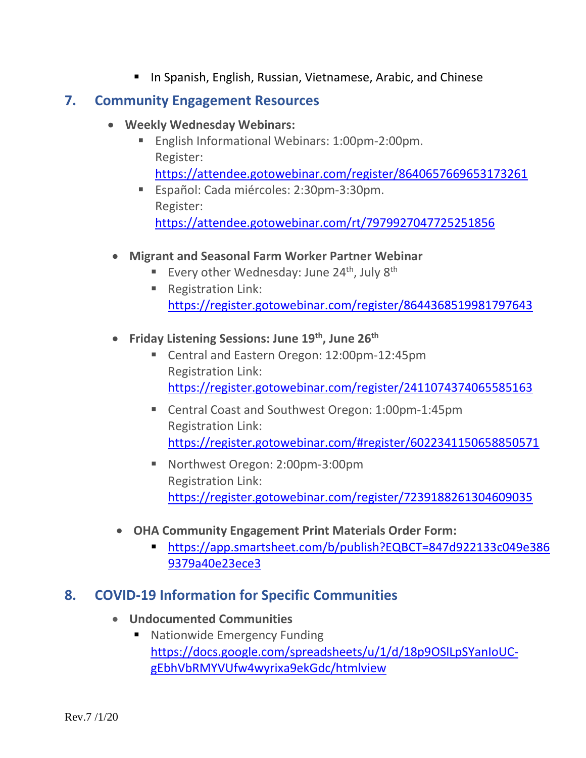- In Spanish, English, Russian, Vietnamese, Arabic, and Chinese

## 7. Community Engagement Resources

- **Weekly Wednesday Webinars:**
  - English Informational Webinars: 1:00pm-2:00pm.
    Register:
    https://attendee.gotowebinar.com/register/8640657669653173261
  - Español: Cada miércoles: 2:30pm-3:30pm.
    Register:
    https://attendee.gotowebinar.com/rt/7979927047725251856

- **Migrant and Seasonal Farm Worker Partner Webinar**
  - Every other Wednesday: June 24th, July 8th
  - Registration Link:
    https://register.gotowebinar.com/register/8644368519981797643

- **Friday Listening Sessions: June 19th, June 26th**
  - Central and Eastern Oregon: 12:00pm-12:45pm
    Registration Link:
    https://register.gotowebinar.com/register/2411074374065585163
  - Central Coast and Southwest Oregon: 1:00pm-1:45pm
    Registration Link:
    https://register.gotowebinar.com/#register/6022341150658850571
  - Northwest Oregon: 2:00pm-3:00pm
    Registration Link:
    https://register.gotowebinar.com/register/7239188261304609035

- **OHA Community Engagement Print Materials Order Form:**
  - https://app.smartsheet.com/b/publish?EQBCT=847d922133c049e3869379a40e23ece3

## 8. COVID-19 Information for Specific Communities

- **Undocumented Communities**
  - Nationwide Emergency Funding
    https://docs.google.com/spreadsheets/u/1/d/18p9OSlLpSYanIoUC-gEbhVbRMYVUfw4wyrixa9ekGdc/htmlview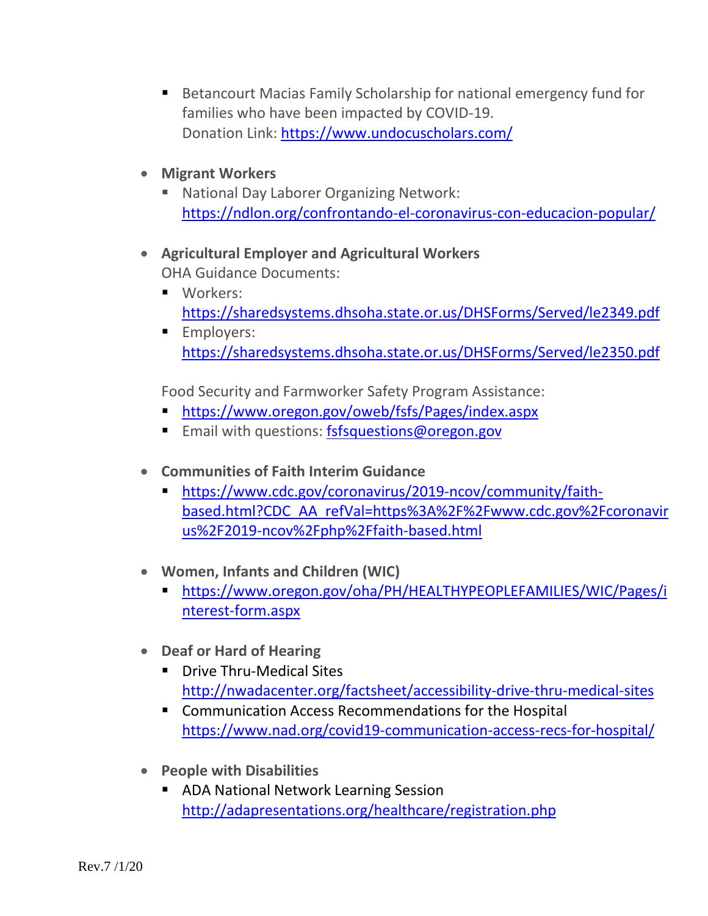- Betancourt Macias Family Scholarship for national emergency fund for families who have been impacted by COVID-19.
    Donation Link: https://www.undocuscholars.com/

- **Migrant Workers**
  - National Day Laborer Organizing Network: https://ndlon.org/confrontando-el-coronavirus-con-educacion-popular/

- **Agricultural Employer and Agricultural Workers**
  OHA Guidance Documents:
  - Workers: https://sharedsystems.dhsoha.state.or.us/DHSForms/Served/le2349.pdf
  - Employers: https://sharedsystems.dhsoha.state.or.us/DHSForms/Served/le2350.pdf

  Food Security and Farmworker Safety Program Assistance:
  - https://www.oregon.gov/oweb/fsfs/Pages/index.aspx
  - Email with questions: fsfsquestions@oregon.gov

- **Communities of Faith Interim Guidance**
  - https://www.cdc.gov/coronavirus/2019-ncov/community/faith-based.html?CDC_AA_refVal=https%3A%2F%2Fwww.cdc.gov%2Fcoronavirus%2F2019-ncov%2Fphp%2Ffaith-based.html

- **Women, Infants and Children (WIC)**
  - https://www.oregon.gov/oha/PH/HEALTHYPEOPLEFAMILIES/WIC/Pages/interest-form.aspx

- **Deaf or Hard of Hearing**
  - Drive Thru-Medical Sites
    http://nwadacenter.org/factsheet/accessibility-drive-thru-medical-sites
  - Communication Access Recommendations for the Hospital
    https://www.nad.org/covid19-communication-access-recs-for-hospital/

- **People with Disabilities**
  - ADA National Network Learning Session
    http://adapresentations.org/healthcare/registration.php

Rev.7 /1/20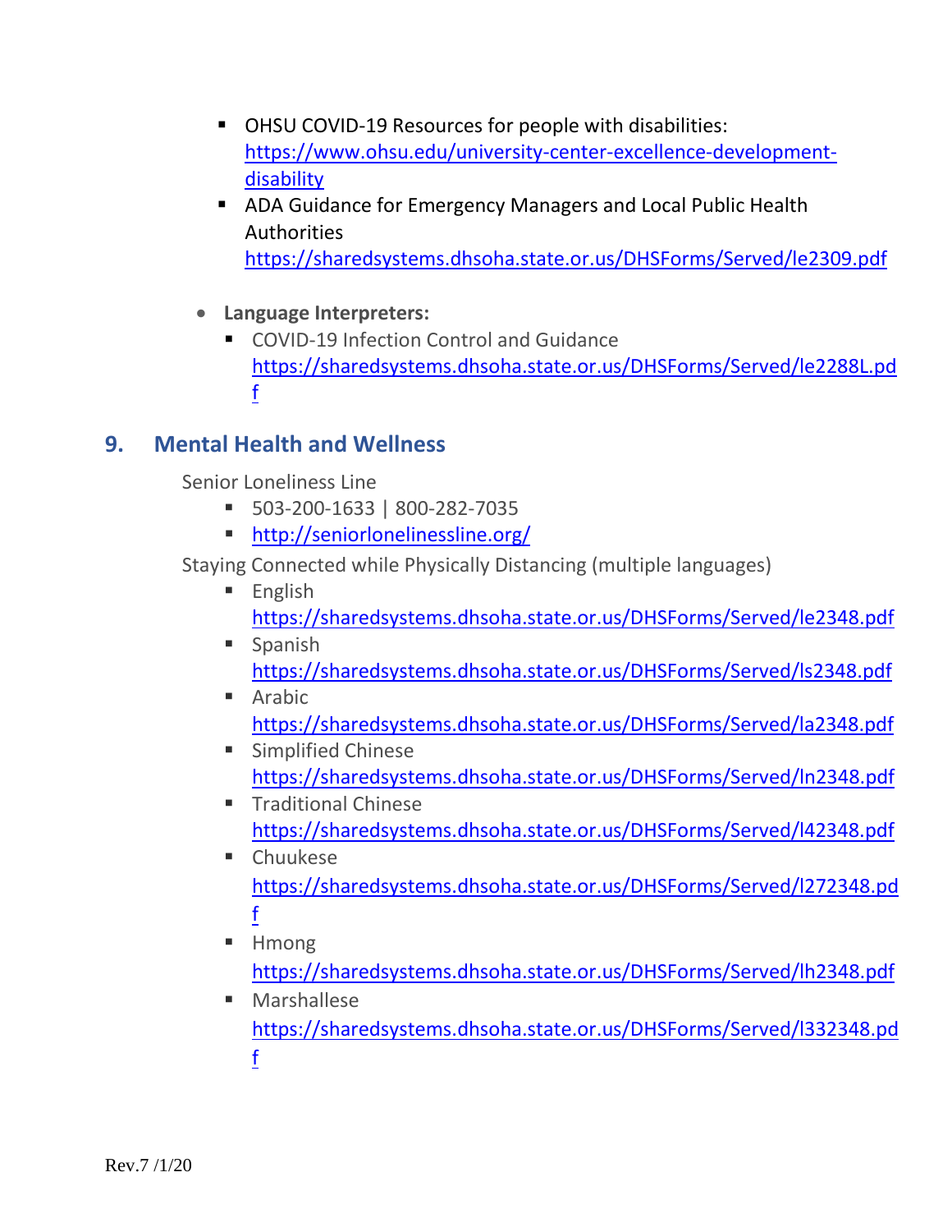- OHSU COVID-19 Resources for people with disabilities: https://www.ohsu.edu/university-center-excellence-development-disability
  - ADA Guidance for Emergency Managers and Local Public Health Authorities https://sharedsystems.dhsoha.state.or.us/DHSForms/Served/le2309.pdf

- **Language Interpreters:**
  - COVID-19 Infection Control and Guidance https://sharedsystems.dhsoha.state.or.us/DHSForms/Served/le2288L.pdf

## 9. Mental Health and Wellness

Senior Loneliness Line

- 503-200-1633 | 800-282-7035
- http://seniorlonelinessline.org/

Staying Connected while Physically Distancing (multiple languages)

- English https://sharedsystems.dhsoha.state.or.us/DHSForms/Served/le2348.pdf
- Spanish https://sharedsystems.dhsoha.state.or.us/DHSForms/Served/ls2348.pdf
- Arabic https://sharedsystems.dhsoha.state.or.us/DHSForms/Served/la2348.pdf
- Simplified Chinese https://sharedsystems.dhsoha.state.or.us/DHSForms/Served/ln2348.pdf
- Traditional Chinese https://sharedsystems.dhsoha.state.or.us/DHSForms/Served/l42348.pdf
- Chuukese https://sharedsystems.dhsoha.state.or.us/DHSForms/Served/l272348.pdf
- Hmong https://sharedsystems.dhsoha.state.or.us/DHSForms/Served/lh2348.pdf
- Marshallese https://sharedsystems.dhsoha.state.or.us/DHSForms/Served/l332348.pdf

Rev.7 /1/20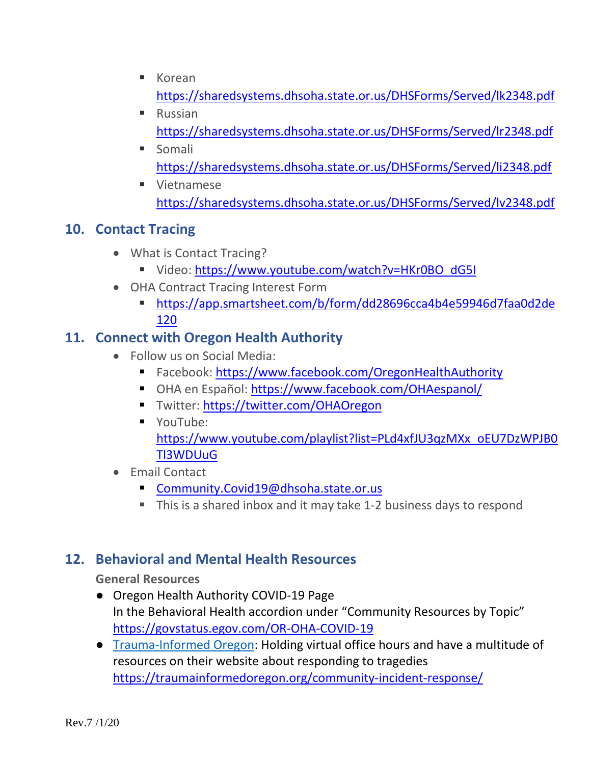- Korean
  https://sharedsystems.dhsoha.state.or.us/DHSForms/Served/lk2348.pdf
- Russian
  https://sharedsystems.dhsoha.state.or.us/DHSForms/Served/lr2348.pdf
- Somali
  https://sharedsystems.dhsoha.state.or.us/DHSForms/Served/li2348.pdf
- Vietnamese
  https://sharedsystems.dhsoha.state.or.us/DHSForms/Served/lv2348.pdf

## 10. Contact Tracing

- What is Contact Tracing?
  - Video: https://www.youtube.com/watch?v=HKr0BO_dG5I
- OHA Contract Tracing Interest Form
  - https://app.smartsheet.com/b/form/dd28696cca4b4e59946d7faa0d2de120

## 11. Connect with Oregon Health Authority

- Follow us on Social Media:
  - Facebook: https://www.facebook.com/OregonHealthAuthority
  - OHA en Español: https://www.facebook.com/OHAespanol/
  - Twitter: https://twitter.com/OHAOregon
  - YouTube: https://www.youtube.com/playlist?list=PLd4xfJU3qzMXx_oEU7DzWPJB0Tl3WDUuG
- Email Contact
  - Community.Covid19@dhsoha.state.or.us
  - This is a shared inbox and it may take 1-2 business days to respond

## 12. Behavioral and Mental Health Resources

**General Resources**

- Oregon Health Authority COVID-19 Page
  In the Behavioral Health accordion under "Community Resources by Topic"
  https://govstatus.egov.com/OR-OHA-COVID-19
- Trauma-Informed Oregon: Holding virtual office hours and have a multitude of resources on their website about responding to tragedies
  https://traumainformedoregon.org/community-incident-response/

Rev.7 /1/20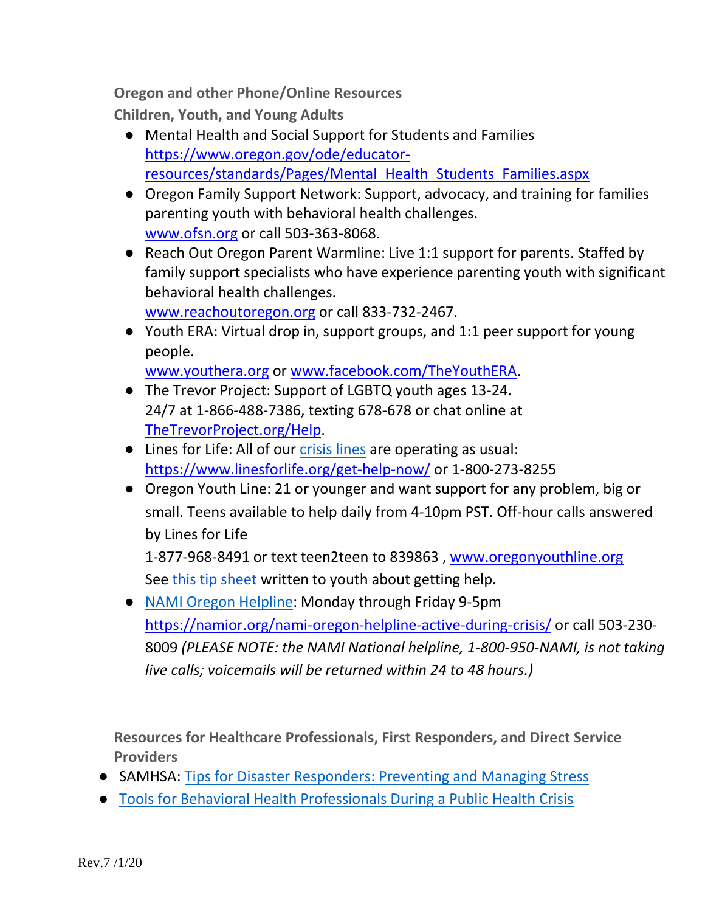**Oregon and other Phone/Online Resources**

**Children, Youth, and Young Adults**

- Mental Health and Social Support for Students and Families https://www.oregon.gov/ode/educator-resources/standards/Pages/Mental_Health_Students_Families.aspx
- Oregon Family Support Network: Support, advocacy, and training for families parenting youth with behavioral health challenges. www.ofsn.org or call 503-363-8068.
- Reach Out Oregon Parent Warmline: Live 1:1 support for parents. Staffed by family support specialists who have experience parenting youth with significant behavioral health challenges. www.reachoutoregon.org or call 833-732-2467.
- Youth ERA: Virtual drop in, support groups, and 1:1 peer support for young people. www.youthera.org or www.facebook.com/TheYouthERA.
- The Trevor Project: Support of LGBTQ youth ages 13-24. 24/7 at 1-866-488-7386, texting 678-678 or chat online at TheTrevorProject.org/Help.
- Lines for Life: All of our crisis lines are operating as usual: https://www.linesforlife.org/get-help-now/ or 1-800-273-8255
- Oregon Youth Line: 21 or younger and want support for any problem, big or small. Teens available to help daily from 4-10pm PST. Off-hour calls answered by Lines for Life
  1-877-968-8491 or text teen2teen to 839863 , www.oregonyouthline.org
  See this tip sheet written to youth about getting help.
- NAMI Oregon Helpline: Monday through Friday 9-5pm https://namior.org/nami-oregon-helpline-active-during-crisis/ or call 503-230-8009 *(PLEASE NOTE: the NAMI National helpline, 1-800-950-NAMI, is not taking live calls; voicemails will be returned within 24 to 48 hours.)*

**Resources for Healthcare Professionals, First Responders, and Direct Service Providers**

- SAMHSA: Tips for Disaster Responders: Preventing and Managing Stress
- Tools for Behavioral Health Professionals During a Public Health Crisis

Rev.7 /1/20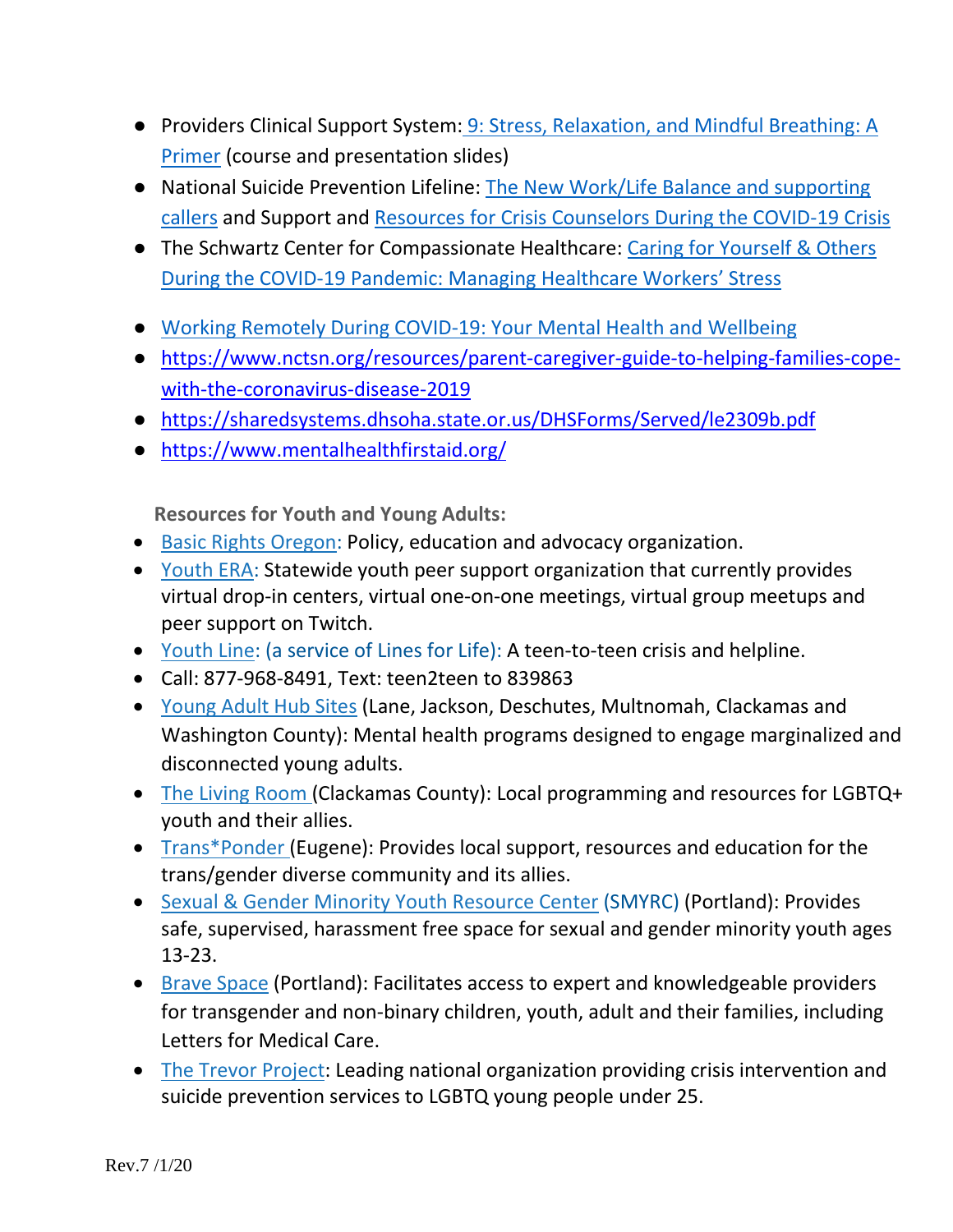- Providers Clinical Support System: 9: Stress, Relaxation, and Mindful Breathing: A Primer (course and presentation slides)
- National Suicide Prevention Lifeline: The New Work/Life Balance and supporting callers and Support and Resources for Crisis Counselors During the COVID-19 Crisis
- The Schwartz Center for Compassionate Healthcare: Caring for Yourself & Others During the COVID-19 Pandemic: Managing Healthcare Workers' Stress
- Working Remotely During COVID-19: Your Mental Health and Wellbeing
- https://www.nctsn.org/resources/parent-caregiver-guide-to-helping-families-cope-with-the-coronavirus-disease-2019
- https://sharedsystems.dhsoha.state.or.us/DHSForms/Served/le2309b.pdf
- https://www.mentalhealthfirstaid.org/

**Resources for Youth and Young Adults:**

- Basic Rights Oregon: Policy, education and advocacy organization.
- Youth ERA: Statewide youth peer support organization that currently provides virtual drop-in centers, virtual one-on-one meetings, virtual group meetups and peer support on Twitch.
- Youth Line: (a service of Lines for Life): A teen-to-teen crisis and helpline.
- Call: 877-968-8491, Text: teen2teen to 839863
- Young Adult Hub Sites (Lane, Jackson, Deschutes, Multnomah, Clackamas and Washington County): Mental health programs designed to engage marginalized and disconnected young adults.
- The Living Room (Clackamas County): Local programming and resources for LGBTQ+ youth and their allies.
- Trans*Ponder (Eugene): Provides local support, resources and education for the trans/gender diverse community and its allies.
- Sexual & Gender Minority Youth Resource Center (SMYRC) (Portland): Provides safe, supervised, harassment free space for sexual and gender minority youth ages 13-23.
- Brave Space (Portland): Facilitates access to expert and knowledgeable providers for transgender and non-binary children, youth, adult and their families, including Letters for Medical Care.
- The Trevor Project: Leading national organization providing crisis intervention and suicide prevention services to LGBTQ young people under 25.

Rev.7 /1/20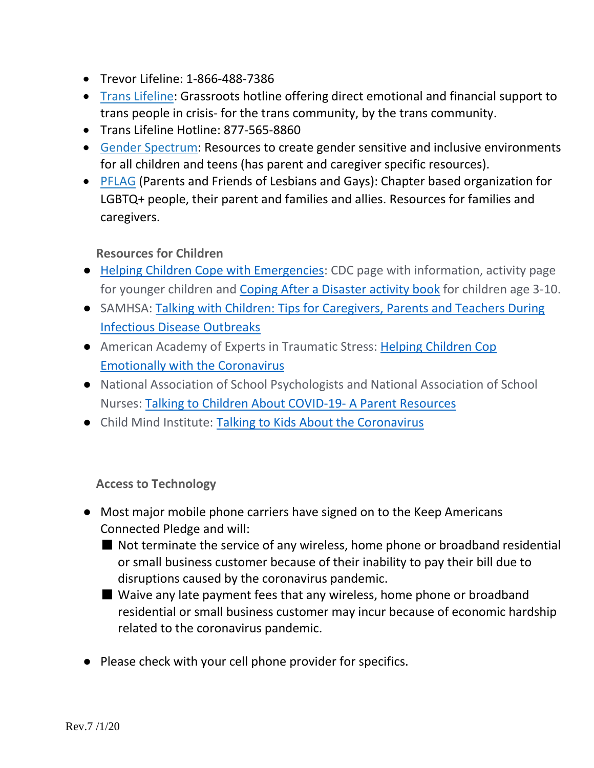- Trevor Lifeline: 1-866-488-7386
- Trans Lifeline: Grassroots hotline offering direct emotional and financial support to trans people in crisis- for the trans community, by the trans community.
- Trans Lifeline Hotline: 877-565-8860
- Gender Spectrum: Resources to create gender sensitive and inclusive environments for all children and teens (has parent and caregiver specific resources).
- PFLAG (Parents and Friends of Lesbians and Gays): Chapter based organization for LGBTQ+ people, their parent and families and allies. Resources for families and caregivers.

**Resources for Children**

- Helping Children Cope with Emergencies: CDC page with information, activity page for younger children and Coping After a Disaster activity book for children age 3-10.
- SAMHSA: Talking with Children: Tips for Caregivers, Parents and Teachers During Infectious Disease Outbreaks
- American Academy of Experts in Traumatic Stress: Helping Children Cop Emotionally with the Coronavirus
- National Association of School Psychologists and National Association of School Nurses: Talking to Children About COVID-19- A Parent Resources
- Child Mind Institute: Talking to Kids About the Coronavirus

**Access to Technology**

- Most major mobile phone carriers have signed on to the Keep Americans Connected Pledge and will:
  - Not terminate the service of any wireless, home phone or broadband residential or small business customer because of their inability to pay their bill due to disruptions caused by the coronavirus pandemic.
  - Waive any late payment fees that any wireless, home phone or broadband residential or small business customer may incur because of economic hardship related to the coronavirus pandemic.

- Please check with your cell phone provider for specifics.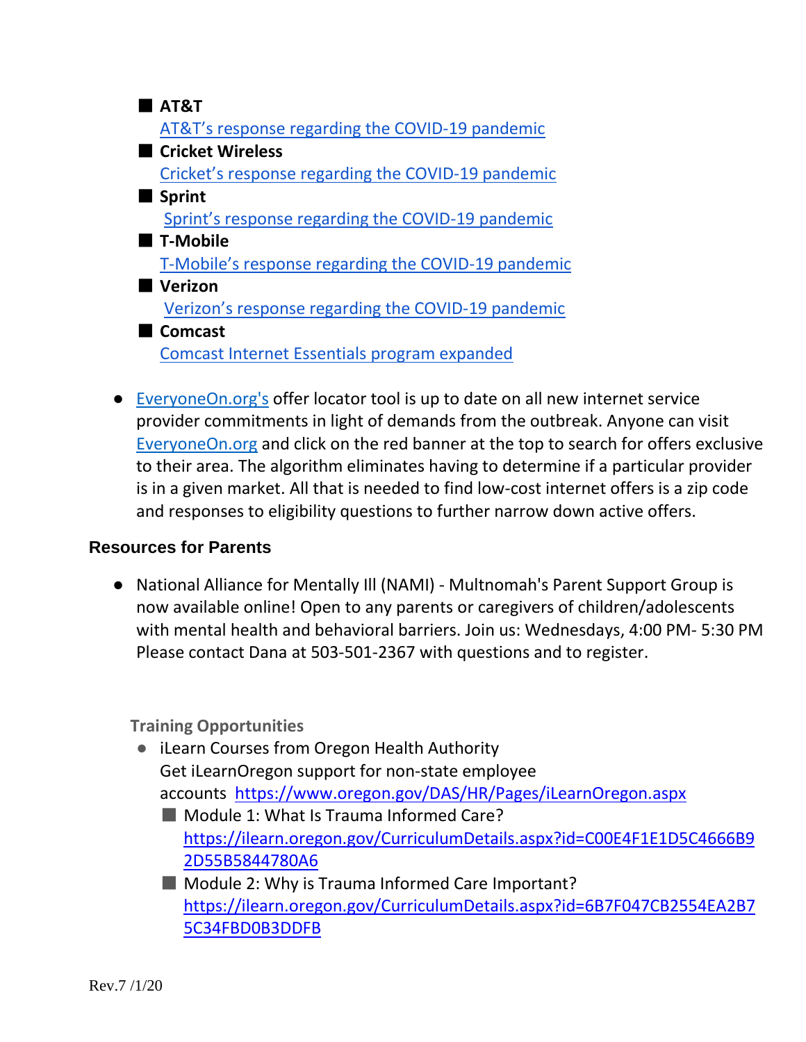- **AT&T**
  [AT&T's response regarding the COVID-19 pandemic]
- **Cricket Wireless**
  [Cricket's response regarding the COVID-19 pandemic]
- **Sprint**
  [Sprint's response regarding the COVID-19 pandemic]
- **T-Mobile**
  [T-Mobile's response regarding the COVID-19 pandemic]
- **Verizon**
  [Verizon's response regarding the COVID-19 pandemic]
- **Comcast**
  [Comcast Internet Essentials program expanded]

- EveryoneOn.org's offer locator tool is up to date on all new internet service provider commitments in light of demands from the outbreak. Anyone can visit EveryoneOn.org and click on the red banner at the top to search for offers exclusive to their area. The algorithm eliminates having to determine if a particular provider is in a given market. All that is needed to find low-cost internet offers is a zip code and responses to eligibility questions to further narrow down active offers.

## Resources for Parents

- National Alliance for Mentally Ill (NAMI) - Multnomah's Parent Support Group is now available online! Open to any parents or caregivers of children/adolescents with mental health and behavioral barriers. Join us: Wednesdays, 4:00 PM- 5:30 PM Please contact Dana at 503-501-2367 with questions and to register.

### Training Opportunities

- iLearn Courses from Oregon Health Authority
  Get iLearnOregon support for non-state employee accounts https://www.oregon.gov/DAS/HR/Pages/iLearnOregon.aspx
  - Module 1: What Is Trauma Informed Care?
    https://ilearn.oregon.gov/CurriculumDetails.aspx?id=C00E4F1E1D5C4666B92D55B5844780A6
  - Module 2: Why is Trauma Informed Care Important?
    https://ilearn.oregon.gov/CurriculumDetails.aspx?id=6B7F047CB2554EA2B75C34FBD0B3DDFB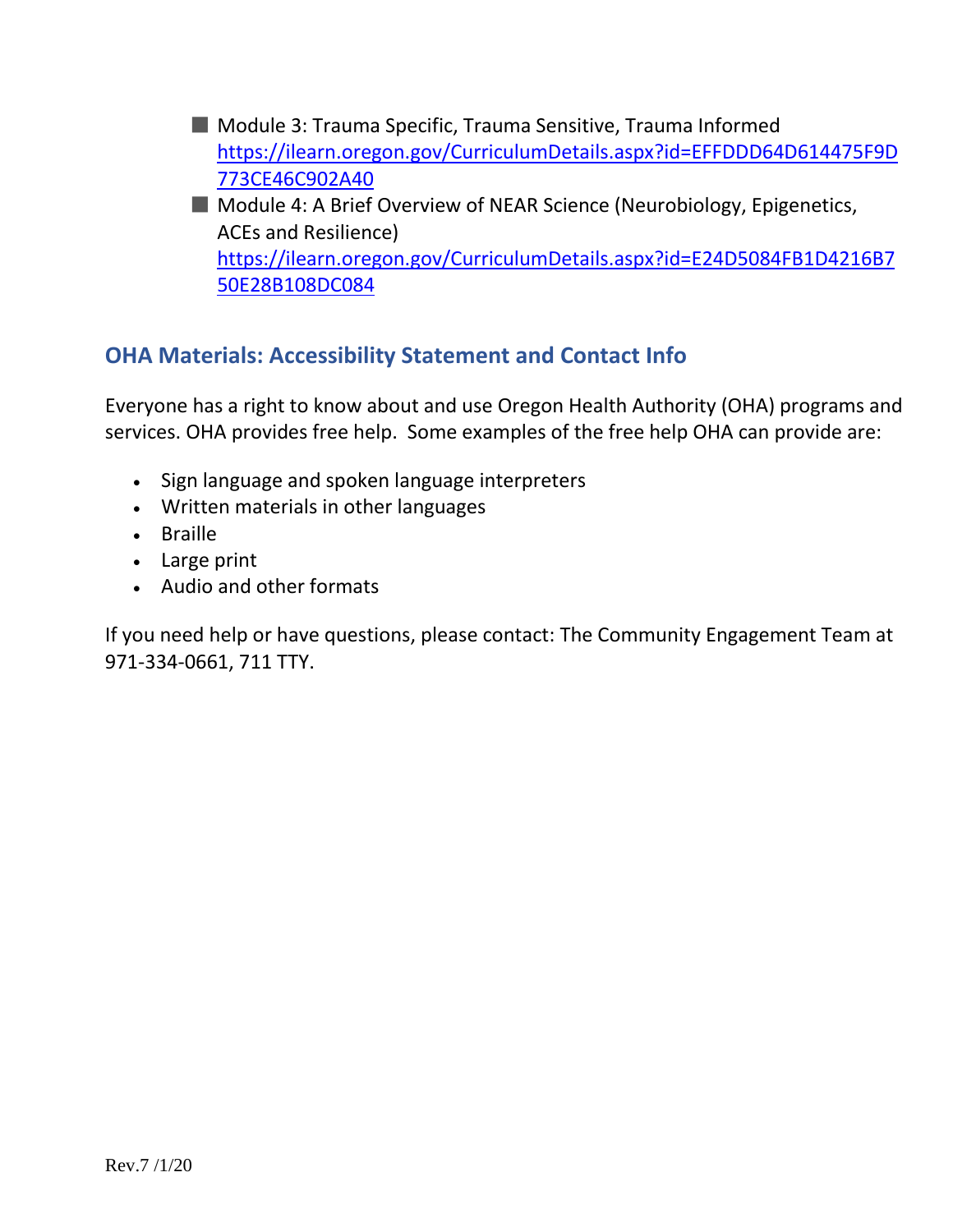- Module 3: Trauma Specific, Trauma Sensitive, Trauma Informed https://ilearn.oregon.gov/CurriculumDetails.aspx?id=EFFDDD64D614475F9D773CE46C902A40
- Module 4: A Brief Overview of NEAR Science (Neurobiology, Epigenetics, ACEs and Resilience) https://ilearn.oregon.gov/CurriculumDetails.aspx?id=E24D5084FB1D4216B750E28B108DC084

## OHA Materials: Accessibility Statement and Contact Info

Everyone has a right to know about and use Oregon Health Authority (OHA) programs and services. OHA provides free help. Some examples of the free help OHA can provide are:

- Sign language and spoken language interpreters
- Written materials in other languages
- Braille
- Large print
- Audio and other formats

If you need help or have questions, please contact: The Community Engagement Team at 971-334-0661, 711 TTY.

Rev.7 /1/20